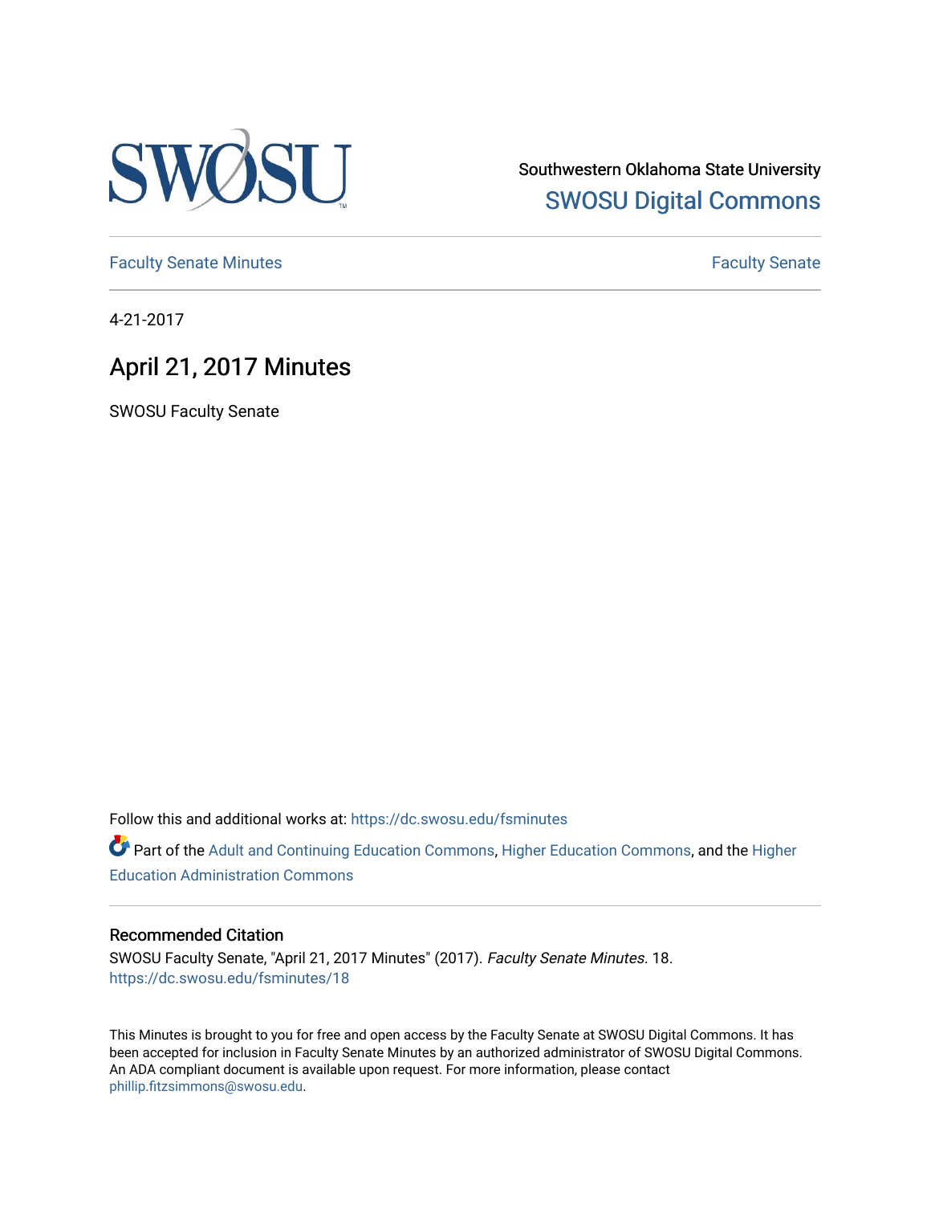Southwestern Oklahoma State University

SWOSU Digital Commons

Faculty Senate Minutes

Faculty Senate

4-21-2017

# April 21, 2017 Minutes

SWOSU Faculty Senate

Follow this and additional works at: https://dc.swosu.edu/fsminutes

Part of the Adult and Continuing Education Commons, Higher Education Commons, and the Higher Education Administration Commons

## Recommended Citation

SWOSU Faculty Senate, "April 21, 2017 Minutes" (2017). *Faculty Senate Minutes*. 18.
https://dc.swosu.edu/fsminutes/18

This Minutes is brought to you for free and open access by the Faculty Senate at SWOSU Digital Commons. It has been accepted for inclusion in Faculty Senate Minutes by an authorized administrator of SWOSU Digital Commons. An ADA compliant document is available upon request. For more information, please contact phillip.fitzsimmons@swosu.edu.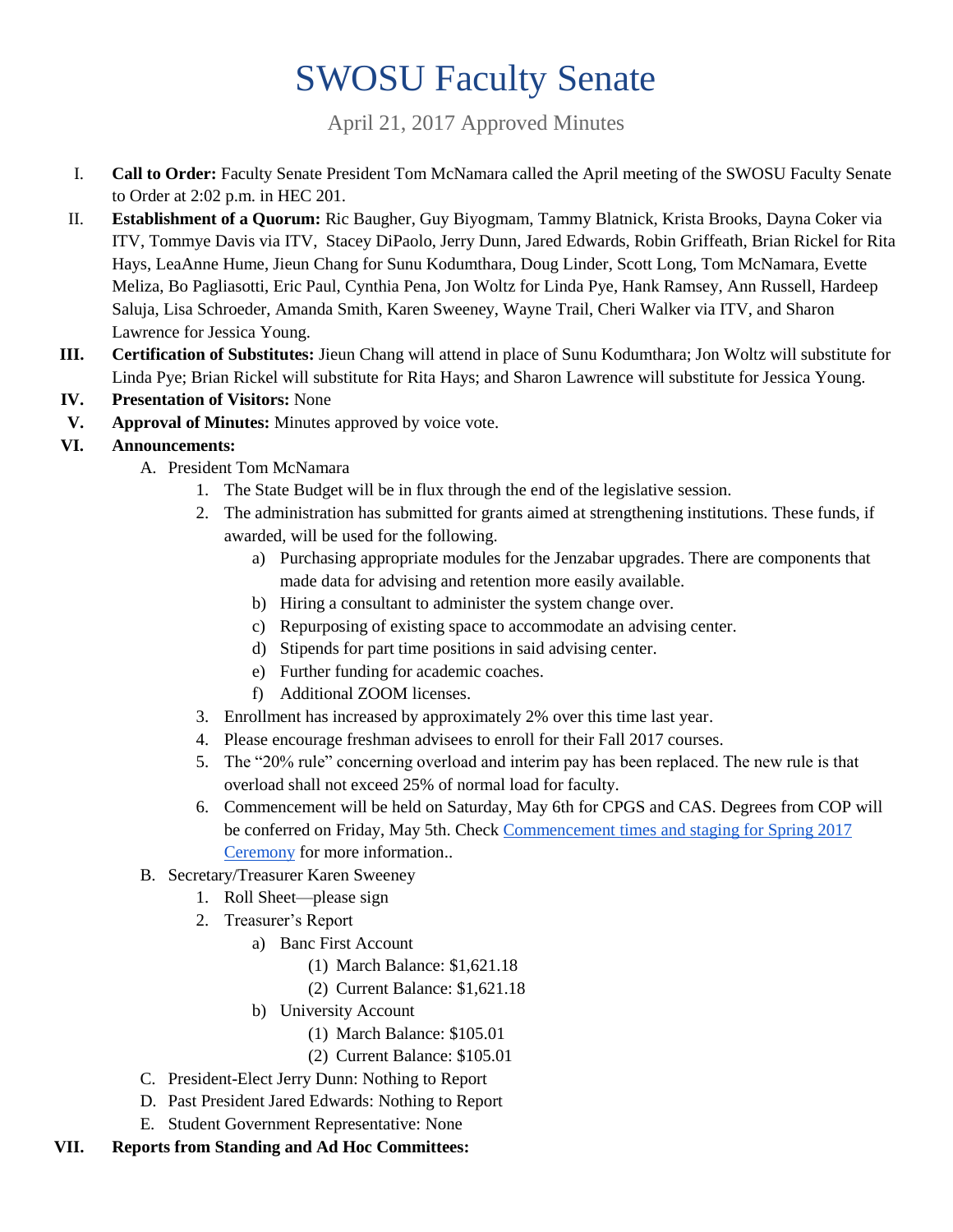# SWOSU Faculty Senate

April 21, 2017 Approved Minutes

I. **Call to Order:** Faculty Senate President Tom McNamara called the April meeting of the SWOSU Faculty Senate to Order at 2:02 p.m. in HEC 201.

II. **Establishment of a Quorum:** Ric Baugher, Guy Biyogmam, Tammy Blatnick, Krista Brooks, Dayna Coker via ITV, Tommye Davis via ITV, Stacey DiPaolo, Jerry Dunn, Jared Edwards, Robin Griffeath, Brian Rickel for Rita Hays, LeaAnne Hume, Jieun Chang for Sunu Kodumthara, Doug Linder, Scott Long, Tom McNamara, Evette Meliza, Bo Pagliasotti, Eric Paul, Cynthia Pena, Jon Woltz for Linda Pye, Hank Ramsey, Ann Russell, Hardeep Saluja, Lisa Schroeder, Amanda Smith, Karen Sweeney, Wayne Trail, Cheri Walker via ITV, and Sharon Lawrence for Jessica Young.

III. **Certification of Substitutes:** Jieun Chang will attend in place of Sunu Kodumthara; Jon Woltz will substitute for Linda Pye; Brian Rickel will substitute for Rita Hays; and Sharon Lawrence will substitute for Jessica Young.

IV. **Presentation of Visitors:** None

V. **Approval of Minutes:** Minutes approved by voice vote.

VI. **Announcements:**

A. President Tom McNamara

1. The State Budget will be in flux through the end of the legislative session.
2. The administration has submitted for grants aimed at strengthening institutions. These funds, if awarded, will be used for the following.
   a) Purchasing appropriate modules for the Jenzabar upgrades. There are components that made data for advising and retention more easily available.
   b) Hiring a consultant to administer the system change over.
   c) Repurposing of existing space to accommodate an advising center.
   d) Stipends for part time positions in said advising center.
   e) Further funding for academic coaches.
   f) Additional ZOOM licenses.
3. Enrollment has increased by approximately 2% over this time last year.
4. Please encourage freshman advisees to enroll for their Fall 2017 courses.
5. The "20% rule" concerning overload and interim pay has been replaced. The new rule is that overload shall not exceed 25% of normal load for faculty.
6. Commencement will be held on Saturday, May 6th for CPGS and CAS. Degrees from COP will be conferred on Friday, May 5th. Check Commencement times and staging for Spring 2017 Ceremony for more information..

B. Secretary/Treasurer Karen Sweeney

1. Roll Sheet—please sign
2. Treasurer's Report
   a) Banc First Account
      (1) March Balance: $1,621.18
      (2) Current Balance: $1,621.18
   b) University Account
      (1) March Balance: $105.01
      (2) Current Balance: $105.01

C. President-Elect Jerry Dunn: Nothing to Report

D. Past President Jared Edwards: Nothing to Report

E. Student Government Representative: None

VII. **Reports from Standing and Ad Hoc Committees:**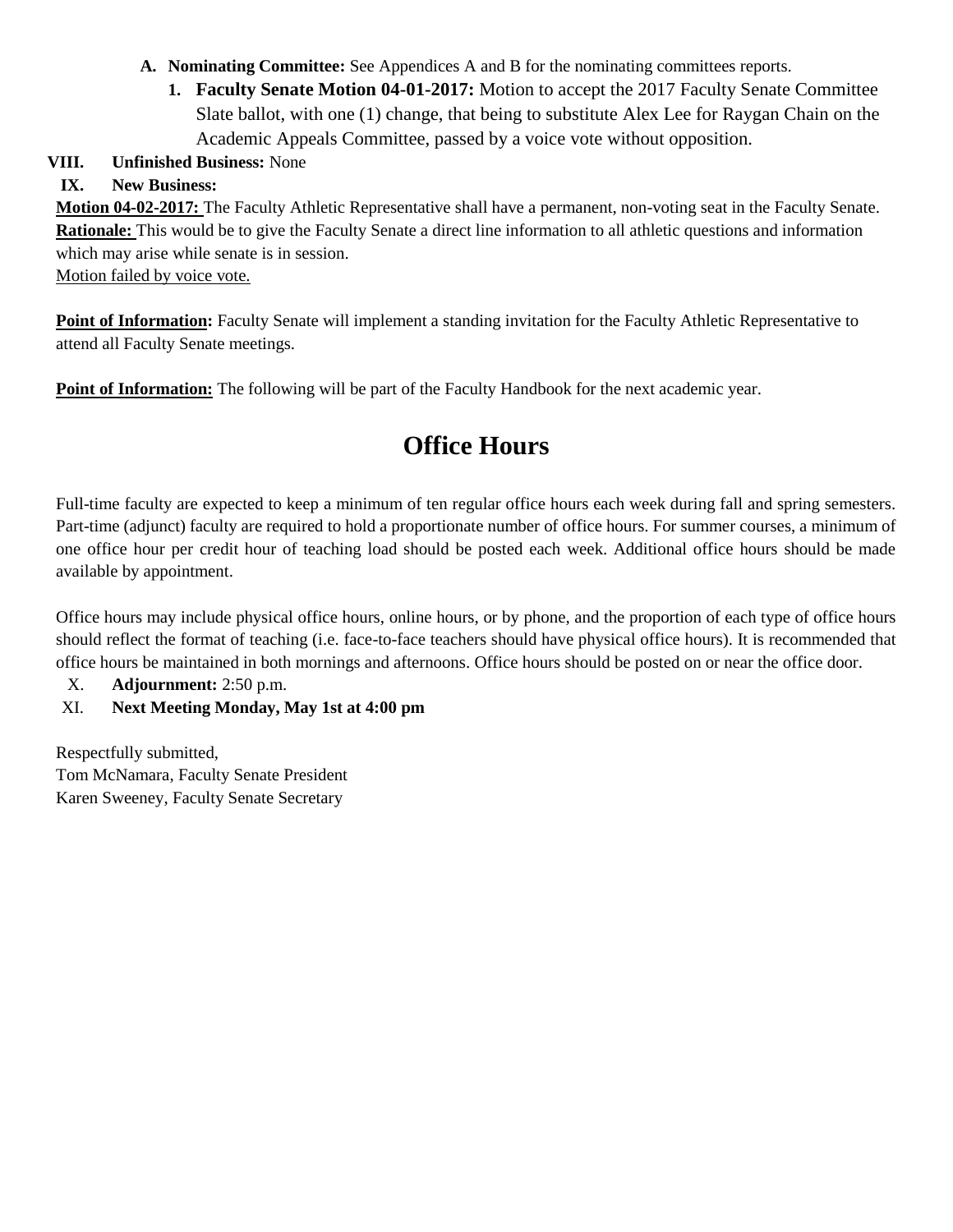A. **Nominating Committee:** See Appendices A and B for the nominating committees reports.
   1. **Faculty Senate Motion 04-01-2017:** Motion to accept the 2017 Faculty Senate Committee Slate ballot, with one (1) change, that being to substitute Alex Lee for Raygan Chain on the Academic Appeals Committee, passed by a voice vote without opposition.

**VIII. Unfinished Business:** None

**IX. New Business:**

**Motion 04-02-2017:** The Faculty Athletic Representative shall have a permanent, non-voting seat in the Faculty Senate.
**Rationale:** This would be to give the Faculty Senate a direct line information to all athletic questions and information which may arise while senate is in session.
Motion failed by voice vote.

**Point of Information:** Faculty Senate will implement a standing invitation for the Faculty Athletic Representative to attend all Faculty Senate meetings.

**Point of Information:** The following will be part of the Faculty Handbook for the next academic year.

# Office Hours

Full-time faculty are expected to keep a minimum of ten regular office hours each week during fall and spring semesters. Part-time (adjunct) faculty are required to hold a proportionate number of office hours. For summer courses, a minimum of one office hour per credit hour of teaching load should be posted each week. Additional office hours should be made available by appointment.

Office hours may include physical office hours, online hours, or by phone, and the proportion of each type of office hours should reflect the format of teaching (i.e. face-to-face teachers should have physical office hours). It is recommended that office hours be maintained in both mornings and afternoons. Office hours should be posted on or near the office door.

X. **Adjournment:** 2:50 p.m.

XI. **Next Meeting Monday, May 1st at 4:00 pm**

Respectfully submitted,
Tom McNamara, Faculty Senate President
Karen Sweeney, Faculty Senate Secretary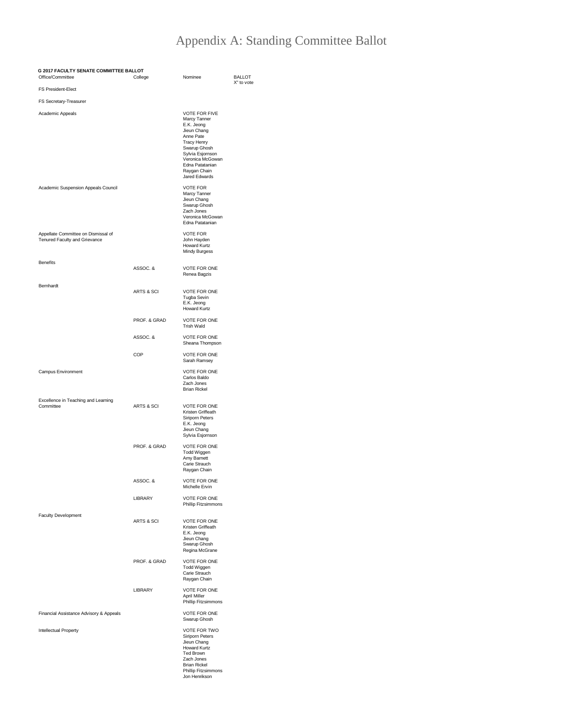# Appendix A: Standing Committee Ballot

**G 2017 FACULTY SENATE COMMITTEE BALLOT**

| Office/Committee | College | Nominee | BALLOT X" to vote |
|---|---|---|---|
| FS President-Elect | | | |
| FS Secretary-Treasurer | | | |
| Academic Appeals | | VOTE FOR FIVE<br>Marcy Tanner<br>E.K. Jeong<br>Jieun Chang<br>Anne Pate<br>Tracy Henry<br>Swarup Ghosh<br>Sylvia Esjornson<br>Veronica McGowan<br>Edna Patatanian<br>Raygan Chain<br>Jared Edwards | |
| Academic Suspension Appeals Council | | VOTE FOR<br>Marcy Tanner<br>Jieun Chang<br>Swarup Ghosh<br>Zach Jones<br>Veronica McGowan<br>Edna Patatanian | |
| Appellate Committee on Dismissal of Tenured Faculty and Grievance | | VOTE FOR<br>John Hayden<br>Howard Kurtz<br>Mindy Burgess | |
| Benefits | ASSOC. & | VOTE FOR ONE<br>Renea Bagzis | |
| Bernhardt | ARTS & SCI | VOTE FOR ONE<br>Tugba Sevin<br>E.K. Jeong<br>Howard Kurtz | |
| | PROF. & GRAD | VOTE FOR ONE<br>Trish Wald | |
| | ASSOC. & | VOTE FOR ONE<br>Sheana Thompson | |
| | COP | VOTE FOR ONE<br>Sarah Ramsey | |
| Campus Environment | | VOTE FOR ONE<br>Carlos Baldo<br>Zach Jones<br>Brian Rickel | |
| Excellence in Teaching and Learning Committee | ARTS & SCI | VOTE FOR ONE<br>Kristen Griffeath<br>Siriporn Peters<br>E.K. Jeong<br>Jieun Chang<br>Sylvia Esjornson | |
| | PROF. & GRAD | VOTE FOR ONE<br>Todd Wiggen<br>Amy Barnett<br>Carie Strauch<br>Raygan Chain | |
| | ASSOC. & | VOTE FOR ONE<br>Michelle Ervin | |
| | LIBRARY | VOTE FOR ONE<br>Phillip Fitzsimmons | |
| Faculty Development | ARTS & SCI | VOTE FOR ONE<br>Kristen Griffeath<br>E.K. Jeong<br>Jieun Chang<br>Swarup Ghosh<br>Regina McGrane | |
| | PROF. & GRAD | VOTE FOR ONE<br>Todd Wiggen<br>Carie Strauch<br>Raygan Chain | |
| | LIBRARY | VOTE FOR ONE<br>April Miller<br>Phillip Fitzsimmons | |
| Financial Assistance Advisory & Appeals | | VOTE FOR ONE<br>Swarup Ghosh | |
| Intellectual Property | | VOTE FOR TWO<br>Siriporn Peters<br>Jieun Chang<br>Howard Kurtz<br>Ted Brown<br>Zach Jones<br>Brian Rickel<br>Phillip Fitzsimmons<br>Jon Henrikson | |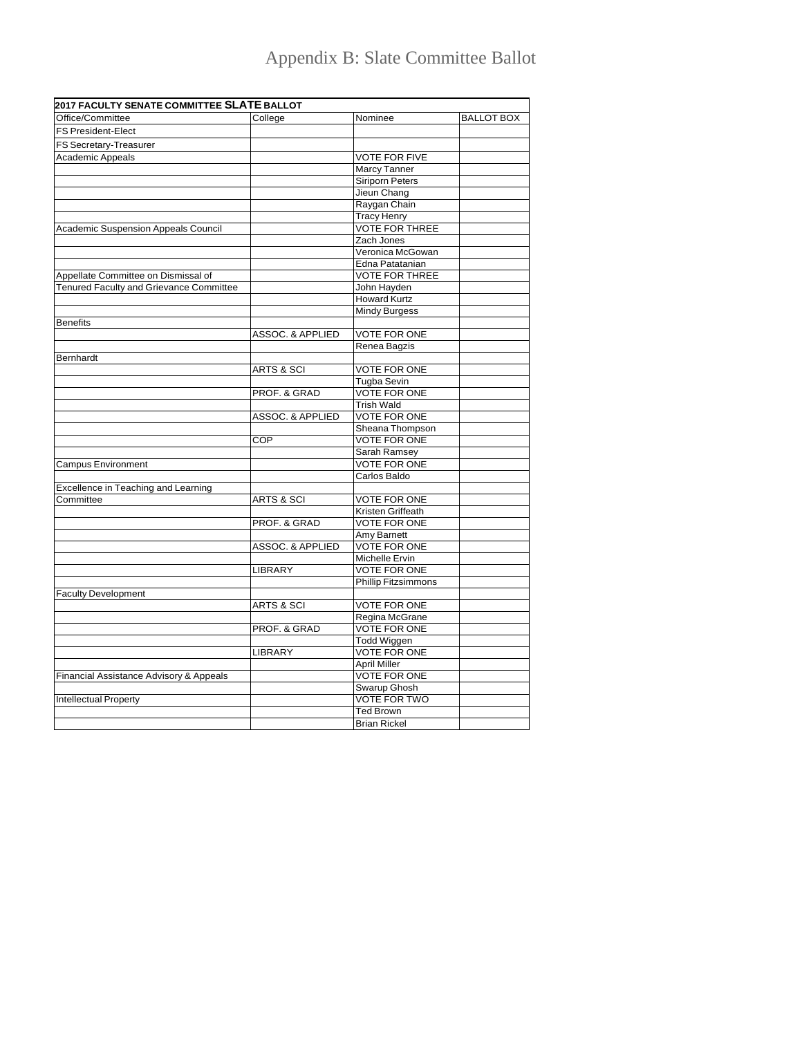# Appendix B: Slate Committee Ballot

| 2017 FACULTY SENATE COMMITTEE **SLATE** BALLOT | | | |
|---|---|---|---|
| Office/Committee | College | Nominee | BALLOT BOX |
| FS President-Elect | | | |
| FS Secretary-Treasurer | | | |
| Academic Appeals | | VOTE FOR FIVE | |
| | | Marcy Tanner | |
| | | Siriporn Peters | |
| | | Jieun Chang | |
| | | Raygan Chain | |
| | | Tracy Henry | |
| Academic Suspension Appeals Council | | VOTE FOR THREE | |
| | | Zach Jones | |
| | | Veronica McGowan | |
| | | Edna Patatanian | |
| Appellate Committee on Dismissal of | | VOTE FOR THREE | |
| Tenured Faculty and Grievance Committee | | John Hayden | |
| | | Howard Kurtz | |
| | | Mindy Burgess | |
| Benefits | | | |
| | ASSOC. & APPLIED | VOTE FOR ONE | |
| | | Renea Bagzis | |
| Bernhardt | | | |
| | ARTS & SCI | VOTE FOR ONE | |
| | | Tugba Sevin | |
| | PROF. & GRAD | VOTE FOR ONE | |
| | | Trish Wald | |
| | ASSOC. & APPLIED | VOTE FOR ONE | |
| | | Sheana Thompson | |
| | COP | VOTE FOR ONE | |
| | | Sarah Ramsey | |
| Campus Environment | | VOTE FOR ONE | |
| | | Carlos Baldo | |
| Excellence in Teaching and Learning | | | |
| Committee | ARTS & SCI | VOTE FOR ONE | |
| | | Kristen Griffeath | |
| | PROF. & GRAD | VOTE FOR ONE | |
| | | Amy Barnett | |
| | ASSOC. & APPLIED | VOTE FOR ONE | |
| | | Michelle Ervin | |
| | LIBRARY | VOTE FOR ONE | |
| | | Phillip Fitzsimmons | |
| Faculty Development | | | |
| | ARTS & SCI | VOTE FOR ONE | |
| | | Regina McGrane | |
| | PROF. & GRAD | VOTE FOR ONE | |
| | | Todd Wiggen | |
| | LIBRARY | VOTE FOR ONE | |
| | | April Miller | |
| Financial Assistance Advisory & Appeals | | VOTE FOR ONE | |
| | | Swarup Ghosh | |
| Intellectual Property | | VOTE FOR TWO | |
| | | Ted Brown | |
| | | Brian Rickel | |